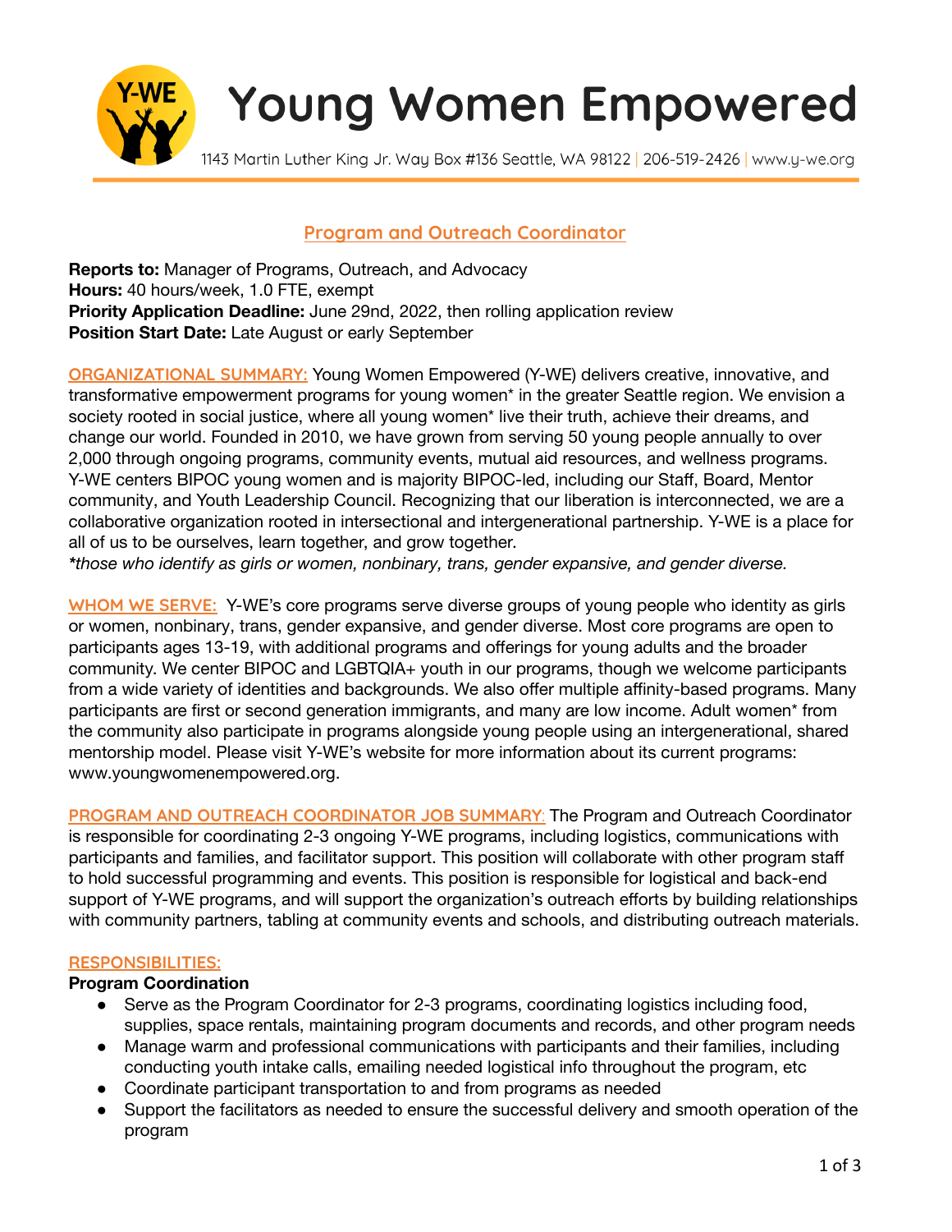# Young Women Empowered

1143 Martin Luther King Jr. Way Box #136 Seattle, WA 98122 | 206-519-2426 | www.y-we.org

## Program and Outreach Coordinator

**Reports to:** Manager of Programs, Outreach, and Advocacy
**Hours:** 40 hours/week, 1.0 FTE, exempt
**Priority Application Deadline:** June 29nd, 2022, then rolling application review
**Position Start Date:** Late August or early September

**ORGANIZATIONAL SUMMARY:** Young Women Empowered (Y-WE) delivers creative, innovative, and transformative empowerment programs for young women* in the greater Seattle region. We envision a society rooted in social justice, where all young women* live their truth, achieve their dreams, and change our world. Founded in 2010, we have grown from serving 50 young people annually to over 2,000 through ongoing programs, community events, mutual aid resources, and wellness programs. Y-WE centers BIPOC young women and is majority BIPOC-led, including our Staff, Board, Mentor community, and Youth Leadership Council. Recognizing that our liberation is interconnected, we are a collaborative organization rooted in intersectional and intergenerational partnership. Y-WE is a place for all of us to be ourselves, learn together, and grow together.
*\*those who identify as girls or women, nonbinary, trans, gender expansive, and gender diverse.*

**WHOM WE SERVE:** Y-WE's core programs serve diverse groups of young people who identity as girls or women, nonbinary, trans, gender expansive, and gender diverse. Most core programs are open to participants ages 13-19, with additional programs and offerings for young adults and the broader community. We center BIPOC and LGBTQIA+ youth in our programs, though we welcome participants from a wide variety of identities and backgrounds. We also offer multiple affinity-based programs. Many participants are first or second generation immigrants, and many are low income. Adult women* from the community also participate in programs alongside young people using an intergenerational, shared mentorship model. Please visit Y-WE's website for more information about its current programs: www.youngwomenempowered.org.

**PROGRAM AND OUTREACH COORDINATOR JOB SUMMARY:** The Program and Outreach Coordinator is responsible for coordinating 2-3 ongoing Y-WE programs, including logistics, communications with participants and families, and facilitator support. This position will collaborate with other program staff to hold successful programming and events. This position is responsible for logistical and back-end support of Y-WE programs, and will support the organization's outreach efforts by building relationships with community partners, tabling at community events and schools, and distributing outreach materials.

**RESPONSIBILITIES:**

**Program Coordination**

- Serve as the Program Coordinator for 2-3 programs, coordinating logistics including food, supplies, space rentals, maintaining program documents and records, and other program needs
- Manage warm and professional communications with participants and their families, including conducting youth intake calls, emailing needed logistical info throughout the program, etc
- Coordinate participant transportation to and from programs as needed
- Support the facilitators as needed to ensure the successful delivery and smooth operation of the program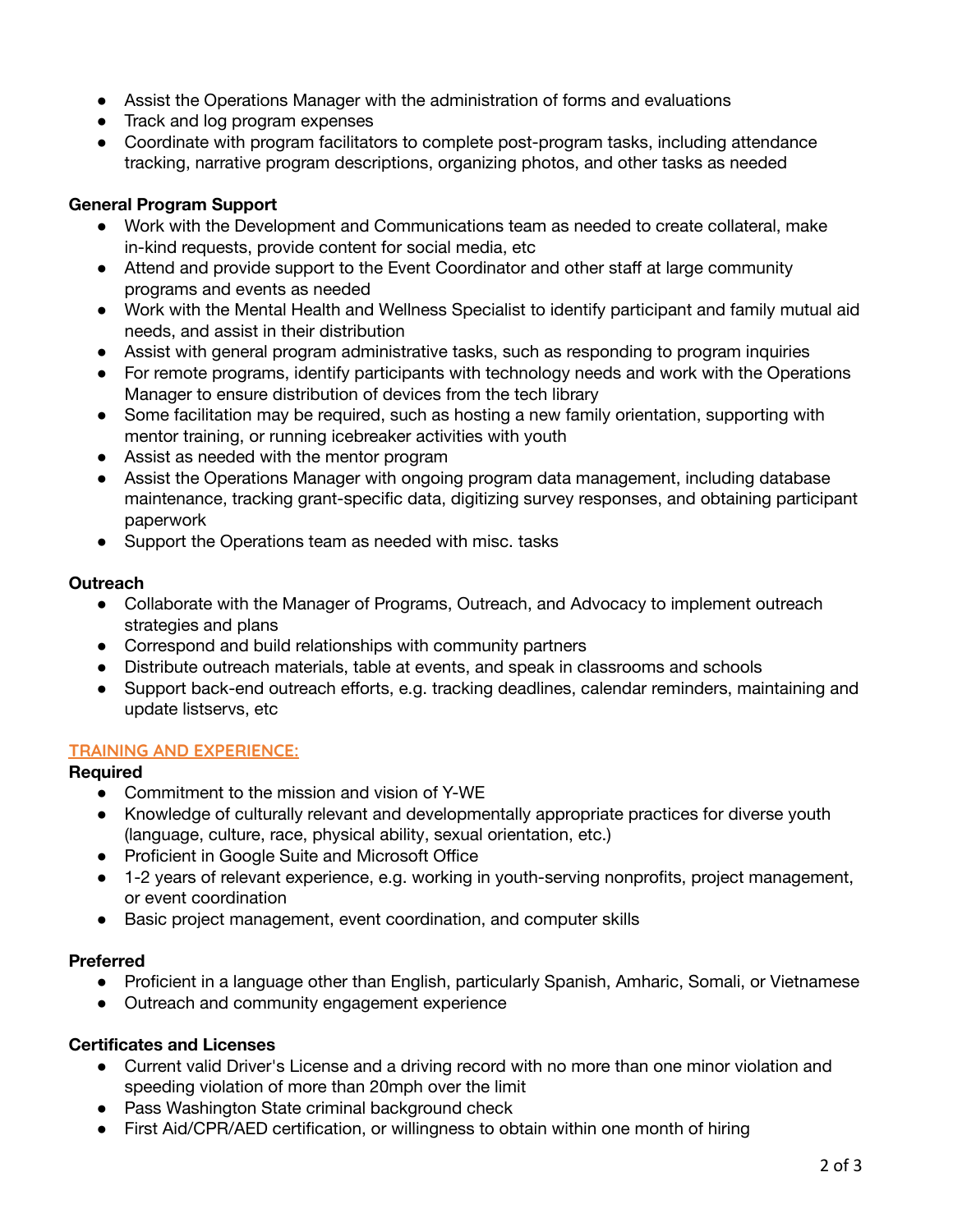- Assist the Operations Manager with the administration of forms and evaluations
- Track and log program expenses
- Coordinate with program facilitators to complete post-program tasks, including attendance tracking, narrative program descriptions, organizing photos, and other tasks as needed

**General Program Support**

- Work with the Development and Communications team as needed to create collateral, make in-kind requests, provide content for social media, etc
- Attend and provide support to the Event Coordinator and other staff at large community programs and events as needed
- Work with the Mental Health and Wellness Specialist to identify participant and family mutual aid needs, and assist in their distribution
- Assist with general program administrative tasks, such as responding to program inquiries
- For remote programs, identify participants with technology needs and work with the Operations Manager to ensure distribution of devices from the tech library
- Some facilitation may be required, such as hosting a new family orientation, supporting with mentor training, or running icebreaker activities with youth
- Assist as needed with the mentor program
- Assist the Operations Manager with ongoing program data management, including database maintenance, tracking grant-specific data, digitizing survey responses, and obtaining participant paperwork
- Support the Operations team as needed with misc. tasks

**Outreach**

- Collaborate with the Manager of Programs, Outreach, and Advocacy to implement outreach strategies and plans
- Correspond and build relationships with community partners
- Distribute outreach materials, table at events, and speak in classrooms and schools
- Support back-end outreach efforts, e.g. tracking deadlines, calendar reminders, maintaining and update listservs, etc

## TRAINING AND EXPERIENCE:

**Required**

- Commitment to the mission and vision of Y-WE
- Knowledge of culturally relevant and developmentally appropriate practices for diverse youth (language, culture, race, physical ability, sexual orientation, etc.)
- Proficient in Google Suite and Microsoft Office
- 1-2 years of relevant experience, e.g. working in youth-serving nonprofits, project management, or event coordination
- Basic project management, event coordination, and computer skills

**Preferred**

- Proficient in a language other than English, particularly Spanish, Amharic, Somali, or Vietnamese
- Outreach and community engagement experience

**Certificates and Licenses**

- Current valid Driver's License and a driving record with no more than one minor violation and speeding violation of more than 20mph over the limit
- Pass Washington State criminal background check
- First Aid/CPR/AED certification, or willingness to obtain within one month of hiring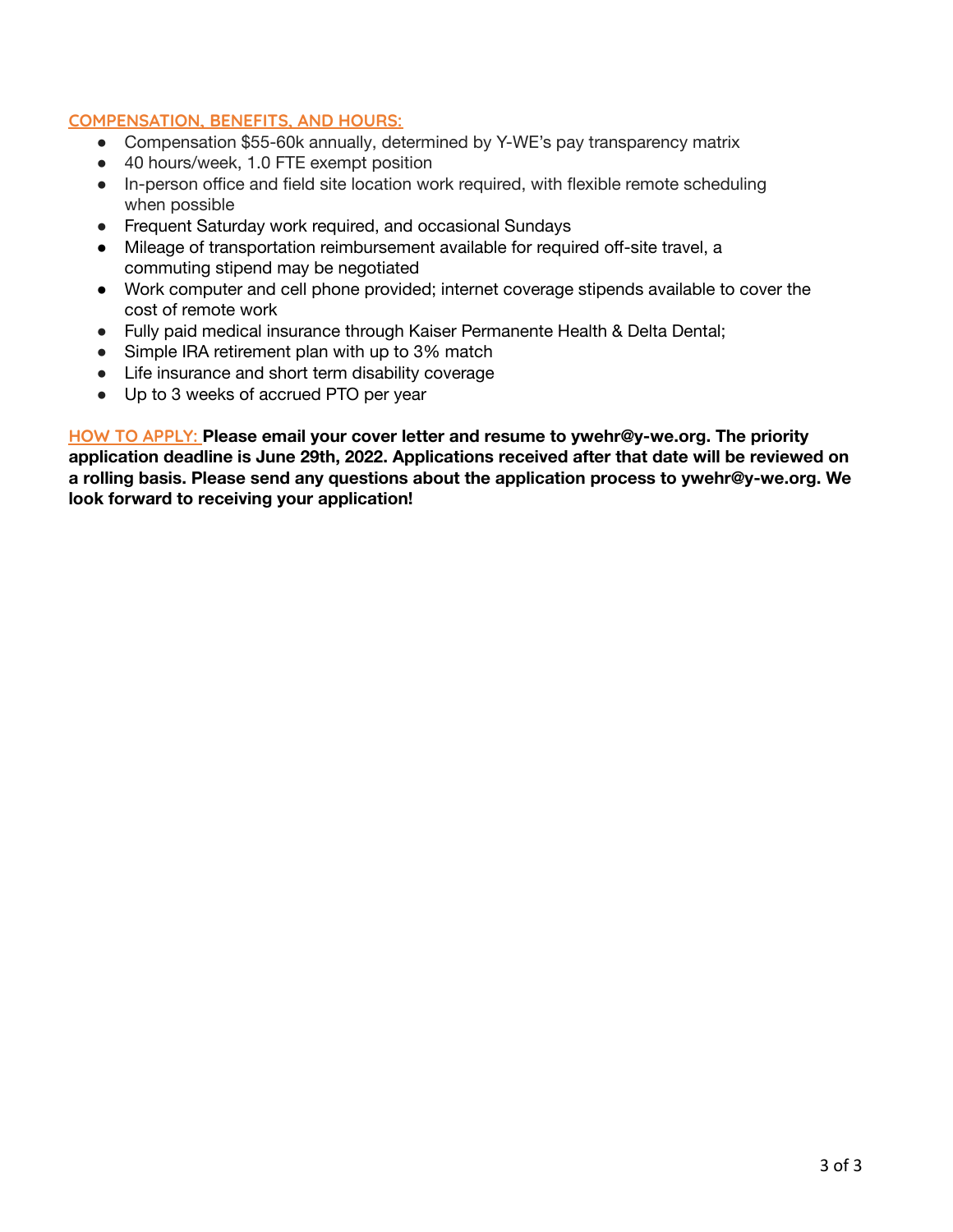## COMPENSATION, BENEFITS, AND HOURS:

- Compensation $55-60k annually, determined by Y-WE's pay transparency matrix
- 40 hours/week, 1.0 FTE exempt position
- In-person office and field site location work required, with flexible remote scheduling when possible
- Frequent Saturday work required, and occasional Sundays
- Mileage of transportation reimbursement available for required off-site travel, a commuting stipend may be negotiated
- Work computer and cell phone provided; internet coverage stipends available to cover the cost of remote work
- Fully paid medical insurance through Kaiser Permanente Health & Delta Dental;
- Simple IRA retirement plan with up to 3% match
- Life insurance and short term disability coverage
- Up to 3 weeks of accrued PTO per year

**HOW TO APPLY:** **Please email your cover letter and resume to ywehr@y-we.org. The priority application deadline is June 29th, 2022. Applications received after that date will be reviewed on a rolling basis. Please send any questions about the application process to ywehr@y-we.org. We look forward to receiving your application!**